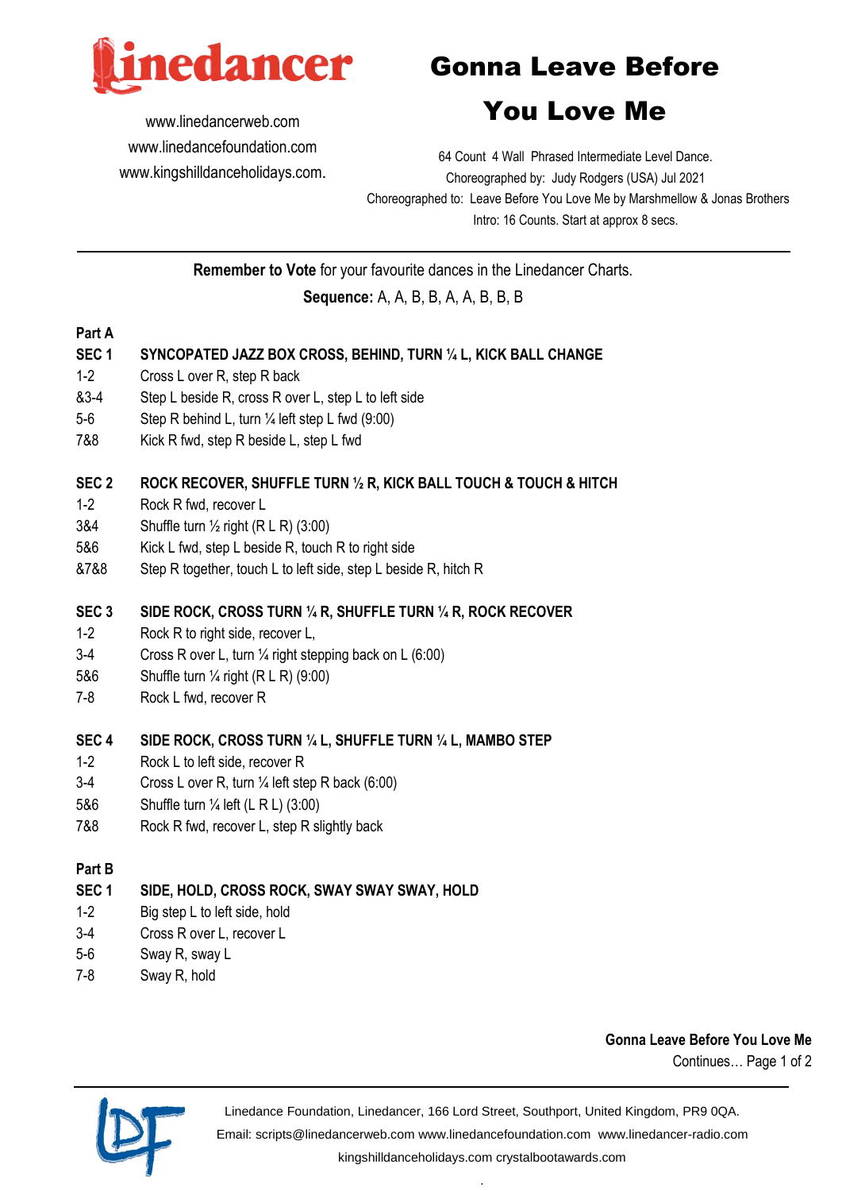# Gonna Leave Before You Love Me

www.linedancerweb.com
www.linedancefoundation.com
www.kingshilldanceholidays.com.

64 Count 4 Wall Phrased Intermediate Level Dance.
Choreographed by: Judy Rodgers (USA) Jul 2021
Choreographed to: Leave Before You Love Me by Marshmellow & Jonas Brothers
Intro: 16 Counts. Start at approx 8 secs.

---

**Remember to Vote** for your favourite dances in the Linedancer Charts.

**Sequence:** A, A, B, B, A, A, B, B, B

## Part A

### SEC 1 SYNCOPATED JAZZ BOX CROSS, BEHIND, TURN ¼ L, KICK BALL CHANGE

| | |
|---|---|
| 1-2 | Cross L over R, step R back |
| &3-4 | Step L beside R, cross R over L, step L to left side |
| 5-6 | Step R behind L, turn ¼ left step L fwd (9:00) |
| 7&8 | Kick R fwd, step R beside L, step L fwd |

### SEC 2 ROCK RECOVER, SHUFFLE TURN ½ R, KICK BALL TOUCH & TOUCH & HITCH

| | |
|---|---|
| 1-2 | Rock R fwd, recover L |
| 3&4 | Shuffle turn ½ right (R L R) (3:00) |
| 5&6 | Kick L fwd, step L beside R, touch R to right side |
| &7&8 | Step R together, touch L to left side, step L beside R, hitch R |

### SEC 3 SIDE ROCK, CROSS TURN ¼ R, SHUFFLE TURN ¼ R, ROCK RECOVER

| | |
|---|---|
| 1-2 | Rock R to right side, recover L, |
| 3-4 | Cross R over L, turn ¼ right stepping back on L (6:00) |
| 5&6 | Shuffle turn ¼ right (R L R) (9:00) |
| 7-8 | Rock L fwd, recover R |

### SEC 4 SIDE ROCK, CROSS TURN ¼ L, SHUFFLE TURN ¼ L, MAMBO STEP

| | |
|---|---|
| 1-2 | Rock L to left side, recover R |
| 3-4 | Cross L over R, turn ¼ left step R back (6:00) |
| 5&6 | Shuffle turn ¼ left (L R L) (3:00) |
| 7&8 | Rock R fwd, recover L, step R slightly back |

## Part B

### SEC 1 SIDE, HOLD, CROSS ROCK, SWAY SWAY SWAY, HOLD

| | |
|---|---|
| 1-2 | Big step L to left side, hold |
| 3-4 | Cross R over L, recover L |
| 5-6 | Sway R, sway L |
| 7-8 | Sway R, hold |

**Gonna Leave Before You Love Me**
Continues…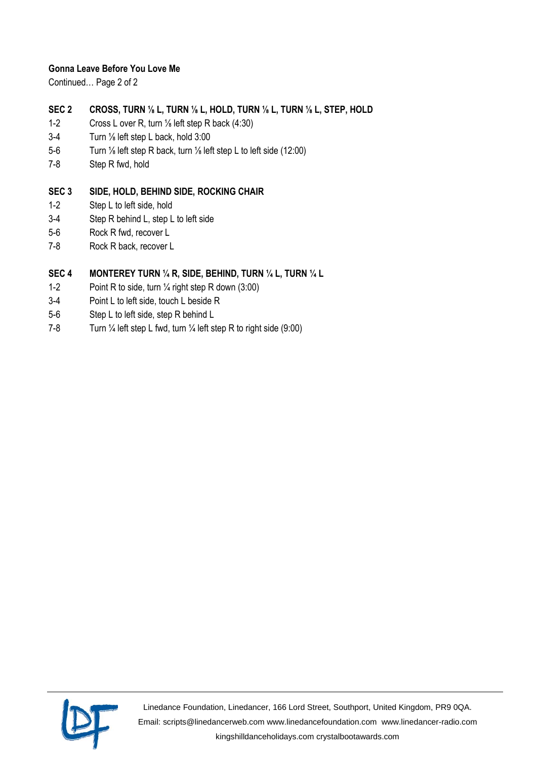**Gonna Leave Before You Love Me**

Continued… Page 2 of 2

### SEC 2 CROSS, TURN ⅛ L, TURN ⅛ L, HOLD, TURN ⅛ L, TURN ⅛ L, STEP, HOLD

| | |
|---|---|
| 1-2 | Cross L over R, turn ⅛ left step R back (4:30) |
| 3-4 | Turn ⅛ left step L back, hold 3:00 |
| 5-6 | Turn ⅛ left step R back, turn ⅛ left step L to left side (12:00) |
| 7-8 | Step R fwd, hold |

### SEC 3 SIDE, HOLD, BEHIND SIDE, ROCKING CHAIR

| | |
|---|---|
| 1-2 | Step L to left side, hold |
| 3-4 | Step R behind L, step L to left side |
| 5-6 | Rock R fwd, recover L |
| 7-8 | Rock R back, recover L |

### SEC 4 MONTEREY TURN ¼ R, SIDE, BEHIND, TURN ¼ L, TURN ¼ L

| | |
|---|---|
| 1-2 | Point R to side, turn ¼ right step R down (3:00) |
| 3-4 | Point L to left side, touch L beside R |
| 5-6 | Step L to left side, step R behind L |
| 7-8 | Turn ¼ left step L fwd, turn ¼ left step R to right side (9:00) |

Linedance Foundation, Linedancer, 166 Lord Street, Southport, United Kingdom, PR9 0QA.
Email: scripts@linedancerweb.com www.linedancefoundation.com www.linedancer-radio.com
kingshilldanceholidays.com crystalbootawards.com